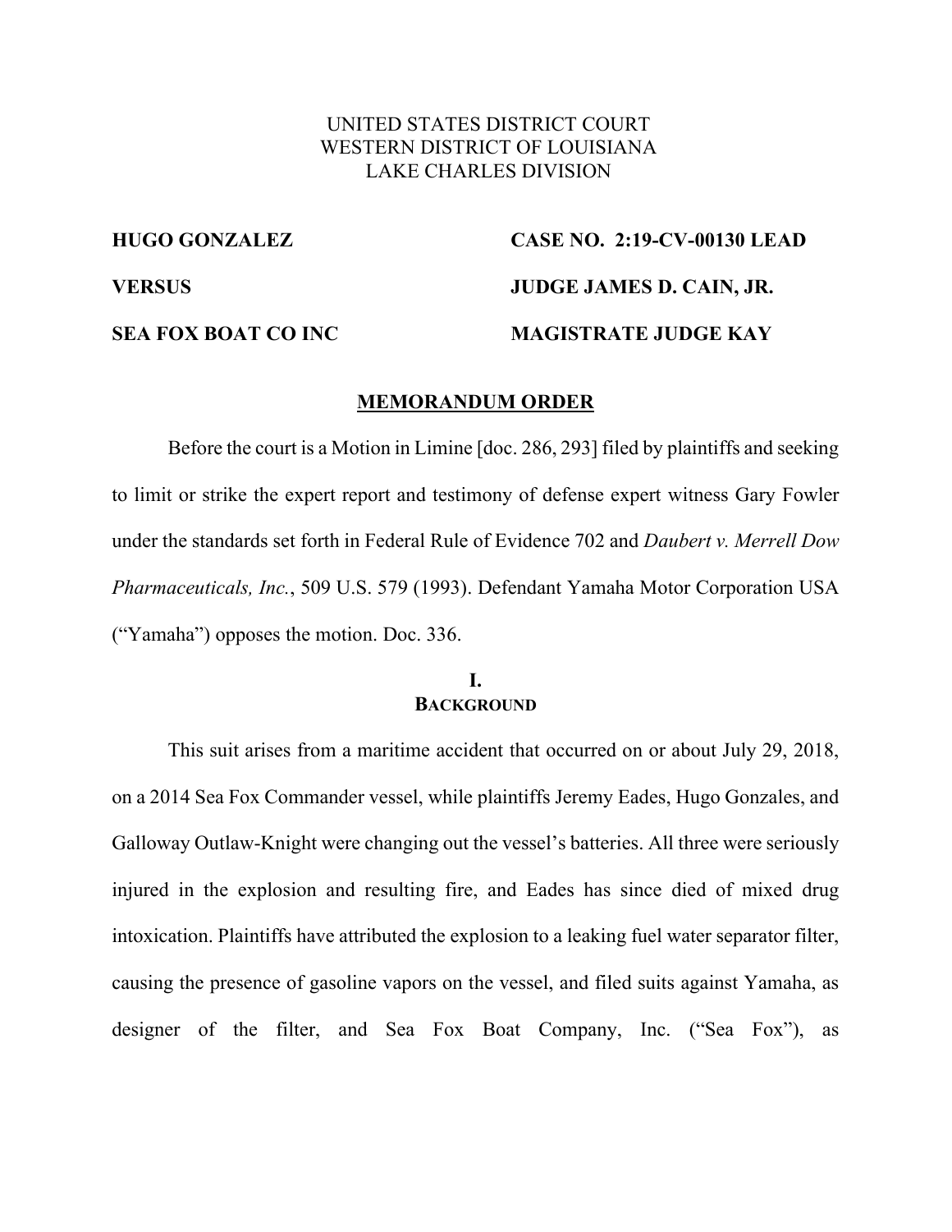UNITED STATES DISTRICT COURT
WESTERN DISTRICT OF LOUISIANA
LAKE CHARLES DIVISION

| | |
|---|---|
| **HUGO GONZALEZ** | **CASE NO. 2:19-CV-00130 LEAD** |
| **VERSUS** | **JUDGE JAMES D. CAIN, JR.** |
| **SEA FOX BOAT CO INC** | **MAGISTRATE JUDGE KAY** |

## MEMORANDUM ORDER

Before the court is a Motion in Limine [doc. 286, 293] filed by plaintiffs and seeking to limit or strike the expert report and testimony of defense expert witness Gary Fowler under the standards set forth in Federal Rule of Evidence 702 and *Daubert v. Merrell Dow Pharmaceuticals, Inc.*, 509 U.S. 579 (1993). Defendant Yamaha Motor Corporation USA ("Yamaha") opposes the motion. Doc. 336.

### I. BACKGROUND

This suit arises from a maritime accident that occurred on or about July 29, 2018, on a 2014 Sea Fox Commander vessel, while plaintiffs Jeremy Eades, Hugo Gonzales, and Galloway Outlaw-Knight were changing out the vessel's batteries. All three were seriously injured in the explosion and resulting fire, and Eades has since died of mixed drug intoxication. Plaintiffs have attributed the explosion to a leaking fuel water separator filter, causing the presence of gasoline vapors on the vessel, and filed suits against Yamaha, as designer of the filter, and Sea Fox Boat Company, Inc. ("Sea Fox"), as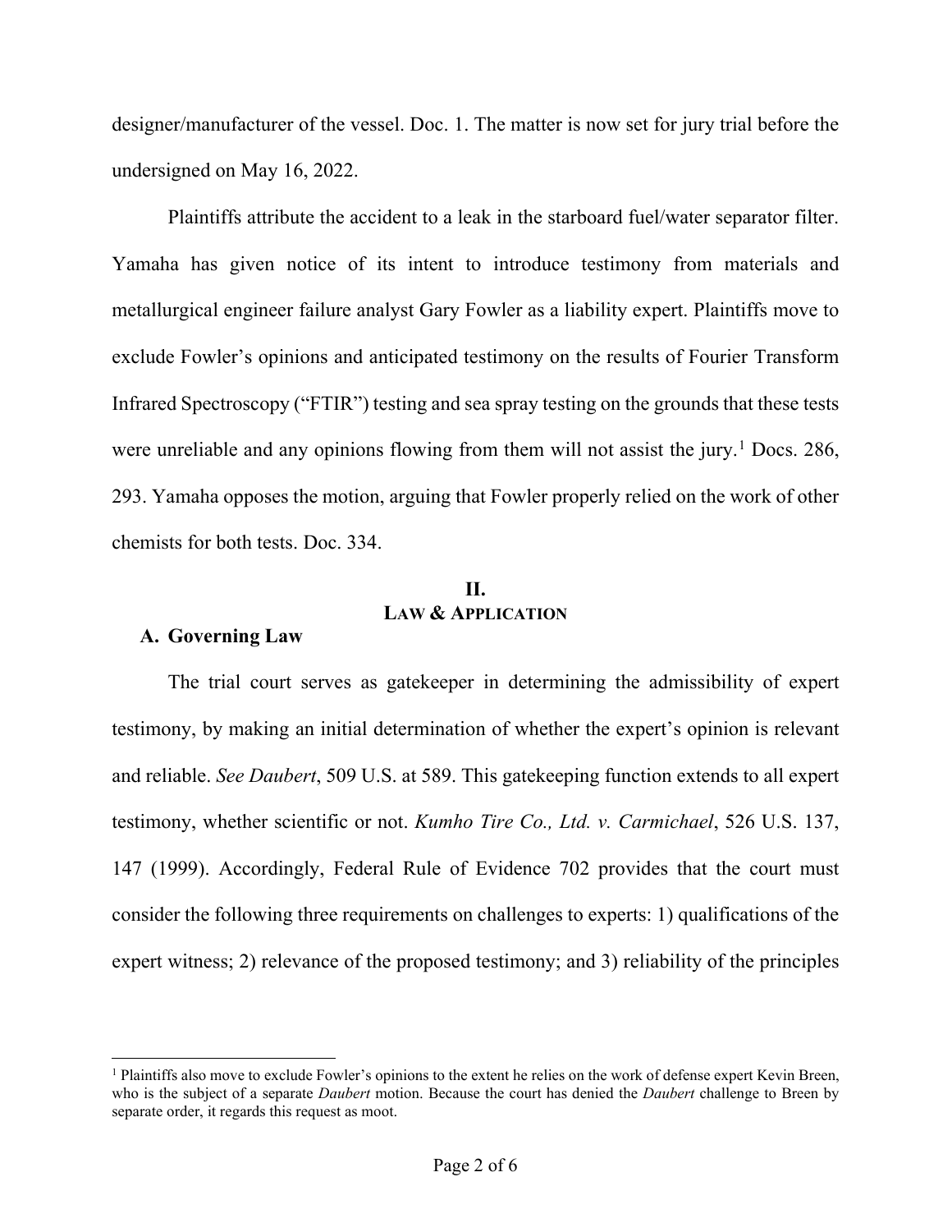designer/manufacturer of the vessel. Doc. 1. The matter is now set for jury trial before the undersigned on May 16, 2022.

Plaintiffs attribute the accident to a leak in the starboard fuel/water separator filter. Yamaha has given notice of its intent to introduce testimony from materials and metallurgical engineer failure analyst Gary Fowler as a liability expert. Plaintiffs move to exclude Fowler's opinions and anticipated testimony on the results of Fourier Transform Infrared Spectroscopy ("FTIR") testing and sea spray testing on the grounds that these tests were unreliable and any opinions flowing from them will not assist the jury.[1] Docs. 286, 293. Yamaha opposes the motion, arguing that Fowler properly relied on the work of other chemists for both tests. Doc. 334.

## II.
## LAW & APPLICATION

### A. Governing Law

The trial court serves as gatekeeper in determining the admissibility of expert testimony, by making an initial determination of whether the expert's opinion is relevant and reliable. *See Daubert*, 509 U.S. at 589. This gatekeeping function extends to all expert testimony, whether scientific or not. *Kumho Tire Co., Ltd. v. Carmichael*, 526 U.S. 137, 147 (1999). Accordingly, Federal Rule of Evidence 702 provides that the court must consider the following three requirements on challenges to experts: 1) qualifications of the expert witness; 2) relevance of the proposed testimony; and 3) reliability of the principles

[1] Plaintiffs also move to exclude Fowler's opinions to the extent he relies on the work of defense expert Kevin Breen, who is the subject of a separate *Daubert* motion. Because the court has denied the *Daubert* challenge to Breen by separate order, it regards this request as moot.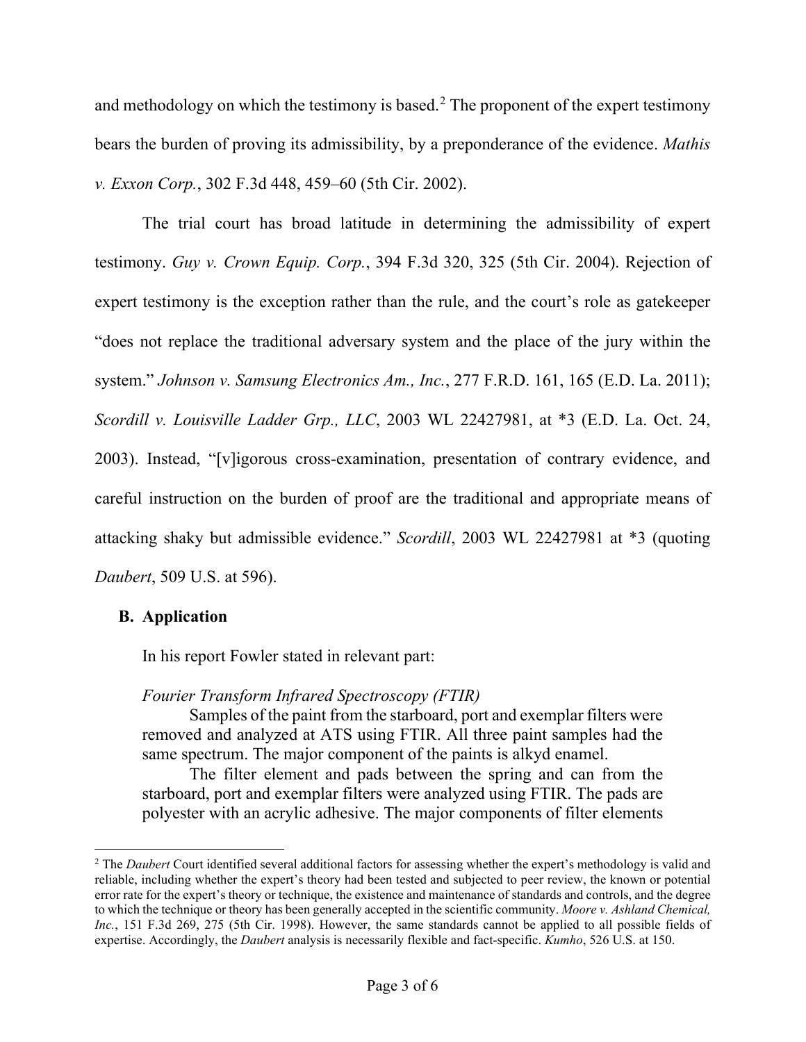and methodology on which the testimony is based.[2] The proponent of the expert testimony bears the burden of proving its admissibility, by a preponderance of the evidence. *Mathis v. Exxon Corp.*, 302 F.3d 448, 459–60 (5th Cir. 2002).

The trial court has broad latitude in determining the admissibility of expert testimony. *Guy v. Crown Equip. Corp.*, 394 F.3d 320, 325 (5th Cir. 2004). Rejection of expert testimony is the exception rather than the rule, and the court's role as gatekeeper "does not replace the traditional adversary system and the place of the jury within the system." *Johnson v. Samsung Electronics Am., Inc.*, 277 F.R.D. 161, 165 (E.D. La. 2011); *Scordill v. Louisville Ladder Grp., LLC*, 2003 WL 22427981, at *3 (E.D. La. Oct. 24, 2003). Instead, "[v]igorous cross-examination, presentation of contrary evidence, and careful instruction on the burden of proof are the traditional and appropriate means of attacking shaky but admissible evidence." *Scordill*, 2003 WL 22427981 at *3 (quoting *Daubert*, 509 U.S. at 596).

## B. Application

In his report Fowler stated in relevant part:

> *Fourier Transform Infrared Spectroscopy (FTIR)*
>
> Samples of the paint from the starboard, port and exemplar filters were removed and analyzed at ATS using FTIR. All three paint samples had the same spectrum. The major component of the paints is alkyd enamel.
>
> The filter element and pads between the spring and can from the starboard, port and exemplar filters were analyzed using FTIR. The pads are polyester with an acrylic adhesive. The major components of filter elements

---

[2] The *Daubert* Court identified several additional factors for assessing whether the expert's methodology is valid and reliable, including whether the expert's theory had been tested and subjected to peer review, the known or potential error rate for the expert's theory or technique, the existence and maintenance of standards and controls, and the degree to which the technique or theory has been generally accepted in the scientific community. *Moore v. Ashland Chemical, Inc.*, 151 F.3d 269, 275 (5th Cir. 1998). However, the same standards cannot be applied to all possible fields of expertise. Accordingly, the *Daubert* analysis is necessarily flexible and fact-specific. *Kumho*, 526 U.S. at 150.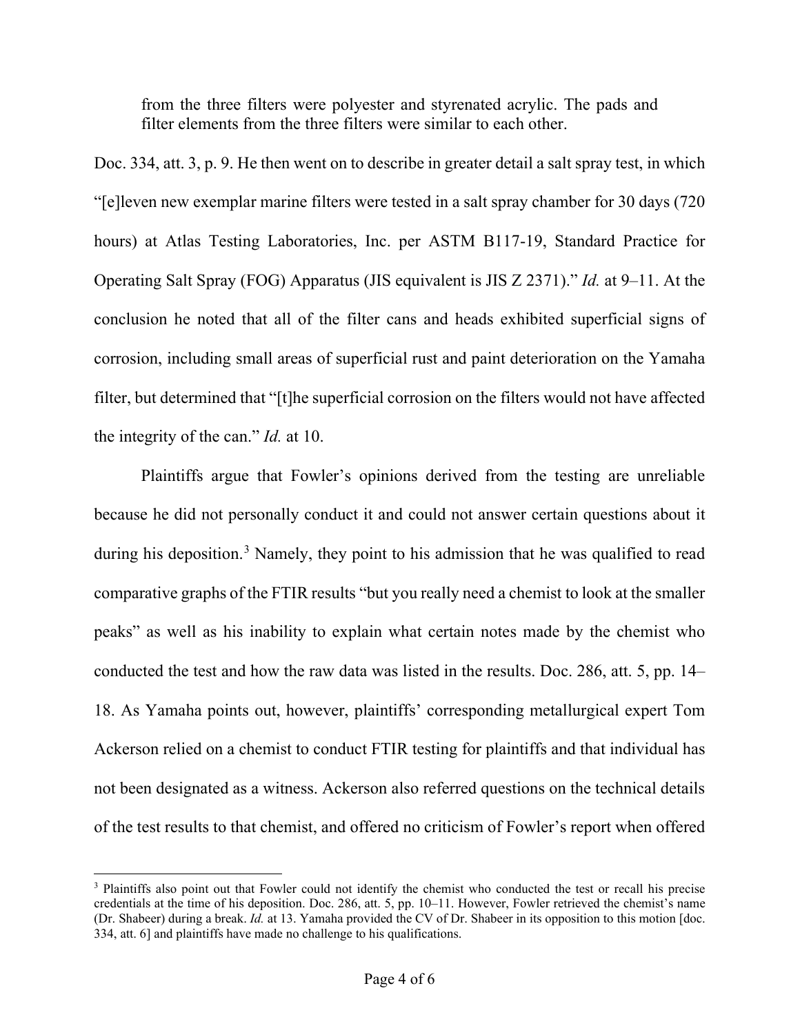> from the three filters were polyester and styrenated acrylic. The pads and filter elements from the three filters were similar to each other.

Doc. 334, att. 3, p. 9. He then went on to describe in greater detail a salt spray test, in which "[e]leven new exemplar marine filters were tested in a salt spray chamber for 30 days (720 hours) at Atlas Testing Laboratories, Inc. per ASTM B117-19, Standard Practice for Operating Salt Spray (FOG) Apparatus (JIS equivalent is JIS Z 2371)." *Id.* at 9–11. At the conclusion he noted that all of the filter cans and heads exhibited superficial signs of corrosion, including small areas of superficial rust and paint deterioration on the Yamaha filter, but determined that "[t]he superficial corrosion on the filters would not have affected the integrity of the can." *Id.* at 10.

Plaintiffs argue that Fowler's opinions derived from the testing are unreliable because he did not personally conduct it and could not answer certain questions about it during his deposition.[3] Namely, they point to his admission that he was qualified to read comparative graphs of the FTIR results "but you really need a chemist to look at the smaller peaks" as well as his inability to explain what certain notes made by the chemist who conducted the test and how the raw data was listed in the results. Doc. 286, att. 5, pp. 14–18. As Yamaha points out, however, plaintiffs' corresponding metallurgical expert Tom Ackerson relied on a chemist to conduct FTIR testing for plaintiffs and that individual has not been designated as a witness. Ackerson also referred questions on the technical details of the test results to that chemist, and offered no criticism of Fowler's report when offered

[3] Plaintiffs also point out that Fowler could not identify the chemist who conducted the test or recall his precise credentials at the time of his deposition. Doc. 286, att. 5, pp. 10–11. However, Fowler retrieved the chemist's name (Dr. Shabeer) during a break. *Id.* at 13. Yamaha provided the CV of Dr. Shabeer in its opposition to this motion [doc. 334, att. 6] and plaintiffs have made no challenge to his qualifications.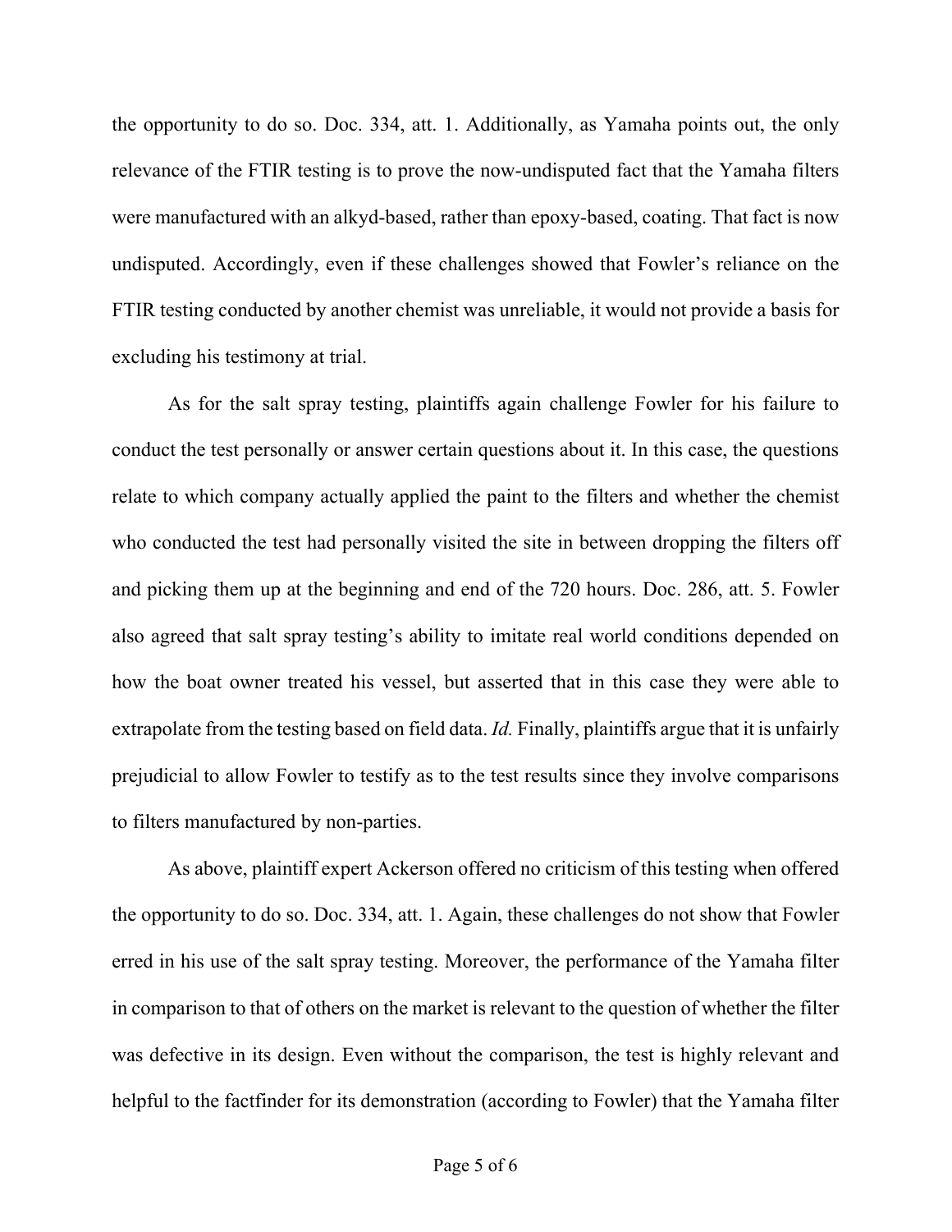the opportunity to do so. Doc. 334, att. 1. Additionally, as Yamaha points out, the only relevance of the FTIR testing is to prove the now-undisputed fact that the Yamaha filters were manufactured with an alkyd-based, rather than epoxy-based, coating. That fact is now undisputed. Accordingly, even if these challenges showed that Fowler's reliance on the FTIR testing conducted by another chemist was unreliable, it would not provide a basis for excluding his testimony at trial.

As for the salt spray testing, plaintiffs again challenge Fowler for his failure to conduct the test personally or answer certain questions about it. In this case, the questions relate to which company actually applied the paint to the filters and whether the chemist who conducted the test had personally visited the site in between dropping the filters off and picking them up at the beginning and end of the 720 hours. Doc. 286, att. 5. Fowler also agreed that salt spray testing's ability to imitate real world conditions depended on how the boat owner treated his vessel, but asserted that in this case they were able to extrapolate from the testing based on field data. *Id.* Finally, plaintiffs argue that it is unfairly prejudicial to allow Fowler to testify as to the test results since they involve comparisons to filters manufactured by non-parties.

As above, plaintiff expert Ackerson offered no criticism of this testing when offered the opportunity to do so. Doc. 334, att. 1. Again, these challenges do not show that Fowler erred in his use of the salt spray testing. Moreover, the performance of the Yamaha filter in comparison to that of others on the market is relevant to the question of whether the filter was defective in its design. Even without the comparison, the test is highly relevant and helpful to the factfinder for its demonstration (according to Fowler) that the Yamaha filter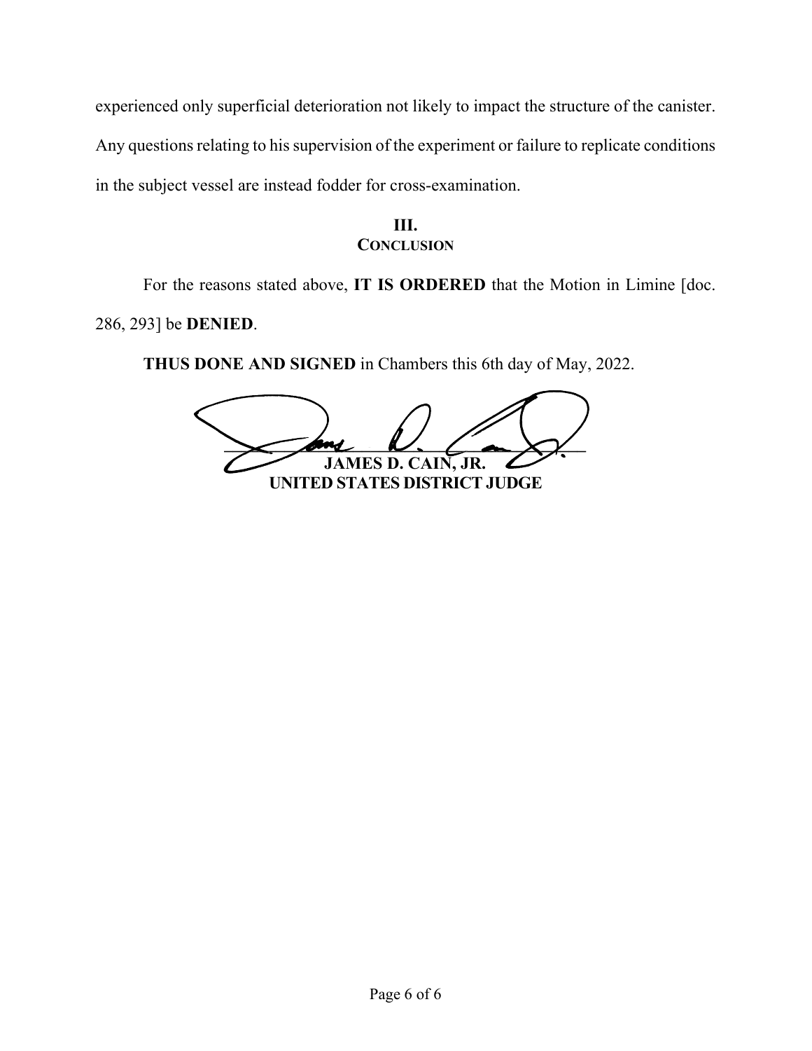experienced only superficial deterioration not likely to impact the structure of the canister. Any questions relating to his supervision of the experiment or failure to replicate conditions in the subject vessel are instead fodder for cross-examination.

## III.
## CONCLUSION

For the reasons stated above, **IT IS ORDERED** that the Motion in Limine [doc. 286, 293] be **DENIED**.

**THUS DONE AND SIGNED** in Chambers this 6th day of May, 2022.

**JAMES D. CAIN, JR.**
**UNITED STATES DISTRICT JUDGE**